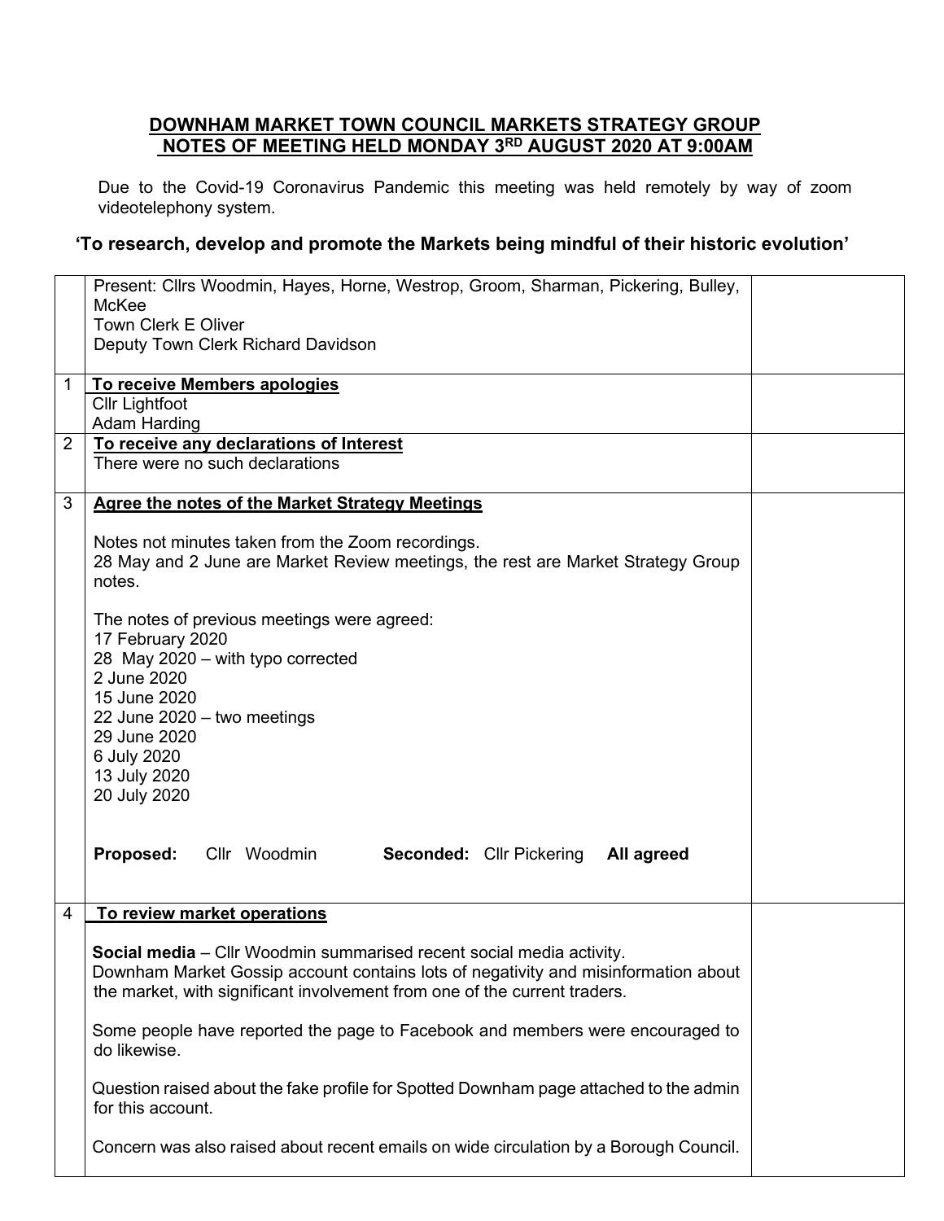# DOWNHAM MARKET TOWN COUNCIL MARKETS STRATEGY GROUP
## NOTES OF MEETING HELD MONDAY 3RD AUGUST 2020 AT 9:00AM

Due to the Covid-19 Coronavirus Pandemic this meeting was held remotely by way of zoom videotelephony system.

**'To research, develop and promote the Markets being mindful of their historic evolution'**

| | | |
|---|---|---|
| | Present: Cllrs Woodmin, Hayes, Horne, Westrop, Groom, Sharman, Pickering, Bulley, McKee<br>Town Clerk E Oliver<br>Deputy Town Clerk Richard Davidson | |
| 1 | **To receive Members apologies**<br>Cllr Lightfoot<br>Adam Harding | |
| 2 | **To receive any declarations of Interest**<br>There were no such declarations | |
| 3 | **Agree the notes of the Market Strategy Meetings**<br><br>Notes not minutes taken from the Zoom recordings.<br>28 May and 2 June are Market Review meetings, the rest are Market Strategy Group notes.<br><br>The notes of previous meetings were agreed:<br>17 February 2020<br>28 May 2020 – with typo corrected<br>2 June 2020<br>15 June 2020<br>22 June 2020 – two meetings<br>29 June 2020<br>6 July 2020<br>13 July 2020<br>20 July 2020<br><br>**Proposed:** Cllr Woodmin **Seconded:** Cllr Pickering **All agreed** | |
| 4 | **To review market operations**<br><br>**Social media** – Cllr Woodmin summarised recent social media activity.<br>Downham Market Gossip account contains lots of negativity and misinformation about the market, with significant involvement from one of the current traders.<br><br>Some people have reported the page to Facebook and members were encouraged to do likewise.<br><br>Question raised about the fake profile for Spotted Downham page attached to the admin for this account.<br><br>Concern was also raised about recent emails on wide circulation by a Borough Council. | |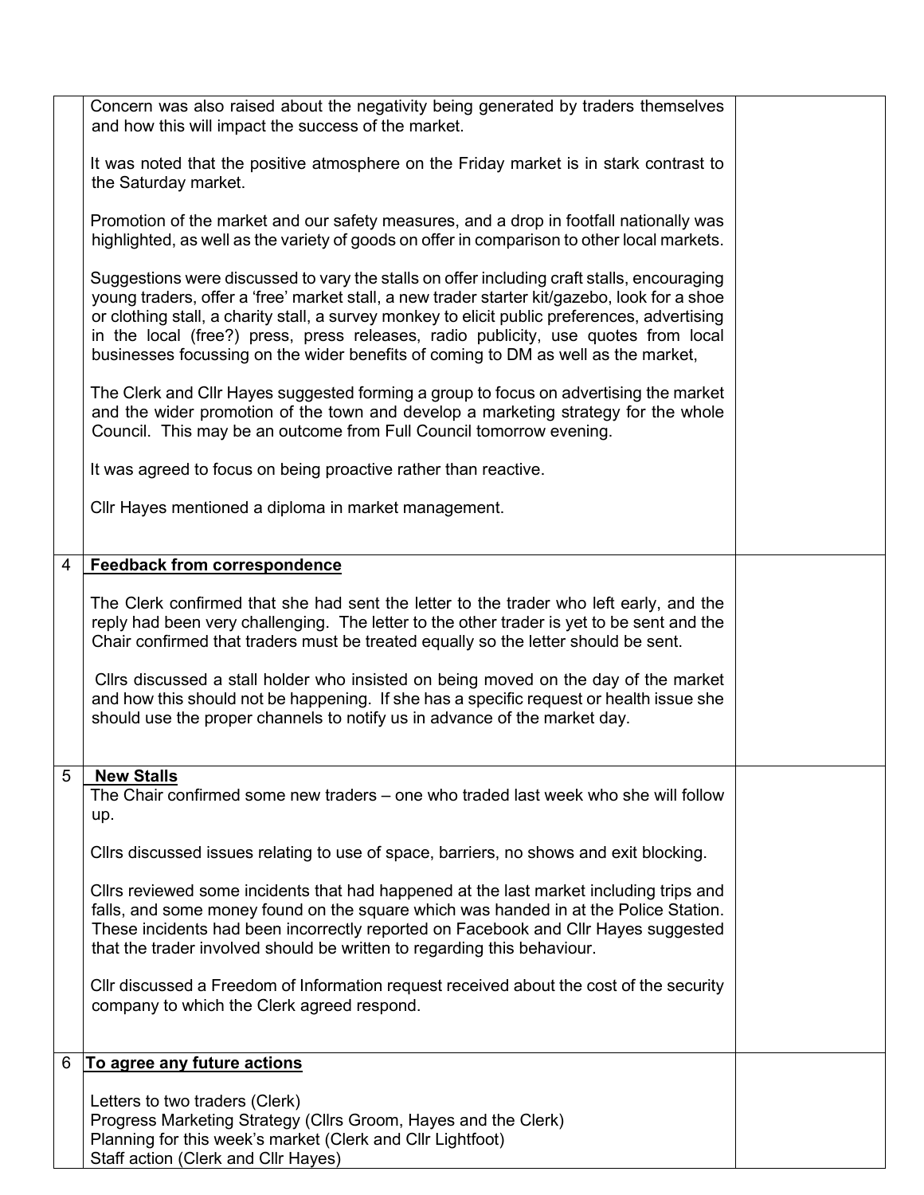| | | |
|---|---|---|
| | Concern was also raised about the negativity being generated by traders themselves and how this will impact the success of the market.<br><br>It was noted that the positive atmosphere on the Friday market is in stark contrast to the Saturday market.<br><br>Promotion of the market and our safety measures, and a drop in footfall nationally was highlighted, as well as the variety of goods on offer in comparison to other local markets.<br><br>Suggestions were discussed to vary the stalls on offer including craft stalls, encouraging young traders, offer a 'free' market stall, a new trader starter kit/gazebo, look for a shoe or clothing stall, a charity stall, a survey monkey to elicit public preferences, advertising in the local (free?) press, press releases, radio publicity, use quotes from local businesses focussing on the wider benefits of coming to DM as well as the market,<br><br>The Clerk and Cllr Hayes suggested forming a group to focus on advertising the market and the wider promotion of the town and develop a marketing strategy for the whole Council. This may be an outcome from Full Council tomorrow evening.<br><br>It was agreed to focus on being proactive rather than reactive.<br><br>Cllr Hayes mentioned a diploma in market management. | |
| 4 | **Feedback from correspondence**<br><br>The Clerk confirmed that she had sent the letter to the trader who left early, and the reply had been very challenging. The letter to the other trader is yet to be sent and the Chair confirmed that traders must be treated equally so the letter should be sent.<br><br>Cllrs discussed a stall holder who insisted on being moved on the day of the market and how this should not be happening. If she has a specific request or health issue she should use the proper channels to notify us in advance of the market day. | |
| 5 | **New Stalls**<br>The Chair confirmed some new traders – one who traded last week who she will follow up.<br><br>Cllrs discussed issues relating to use of space, barriers, no shows and exit blocking.<br><br>Cllrs reviewed some incidents that had happened at the last market including trips and falls, and some money found on the square which was handed in at the Police Station. These incidents had been incorrectly reported on Facebook and Cllr Hayes suggested that the trader involved should be written to regarding this behaviour.<br><br>Cllr discussed a Freedom of Information request received about the cost of the security company to which the Clerk agreed respond. | |
| 6 | **To agree any future actions**<br><br>Letters to two traders (Clerk)<br>Progress Marketing Strategy (Cllrs Groom, Hayes and the Clerk)<br>Planning for this week's market (Clerk and Cllr Lightfoot)<br>Staff action (Clerk and Cllr Hayes) | |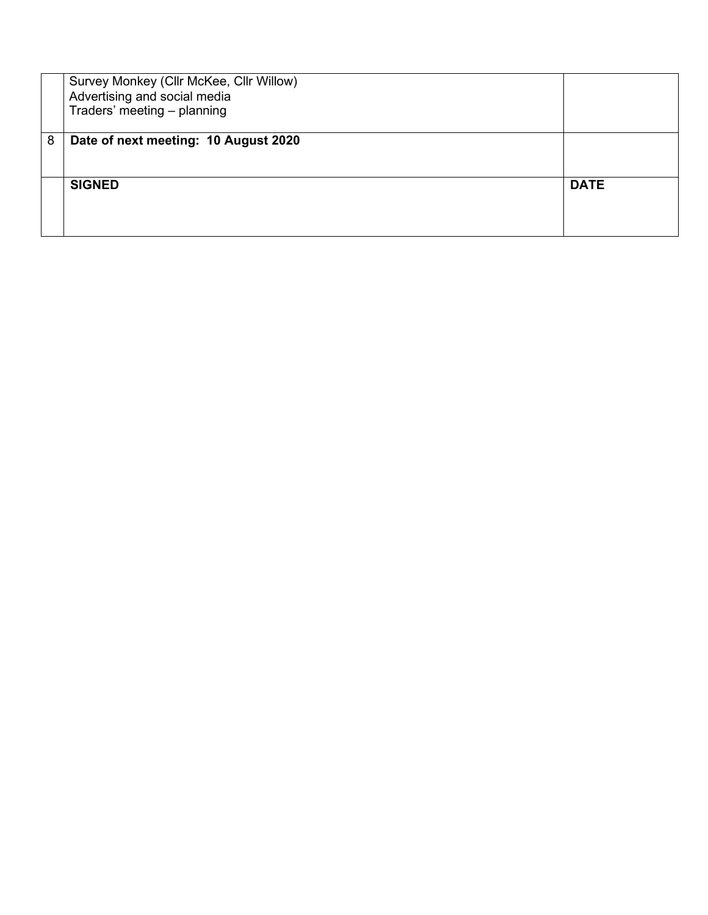| | | |
|---|---|---|
| | Survey Monkey (Cllr McKee, Cllr Willow)<br>Advertising and social media<br>Traders' meeting – planning | |
| 8 | **Date of next meeting: 10 August 2020** | |
| | **SIGNED** | **DATE** |